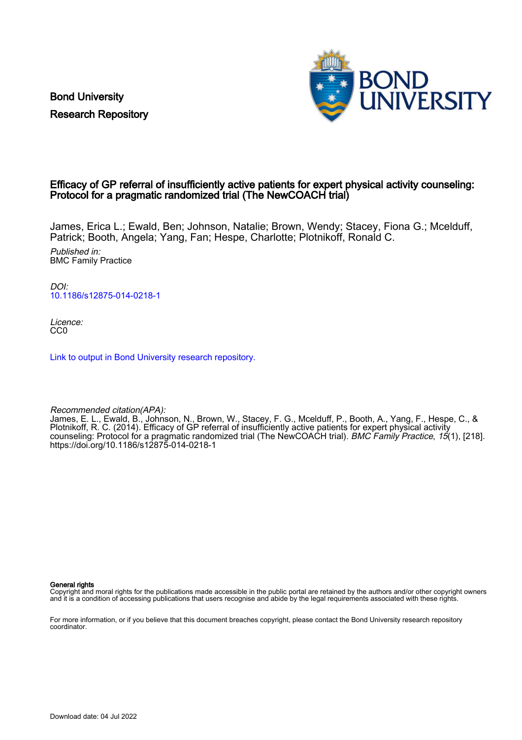Bond University
Research Repository

# Efficacy of GP referral of insufficiently active patients for expert physical activity counseling: Protocol for a pragmatic randomized trial (The NewCOACH trial)

James, Erica L.; Ewald, Ben; Johnson, Natalie; Brown, Wendy; Stacey, Fiona G.; Mcelduff, Patrick; Booth, Angela; Yang, Fan; Hespe, Charlotte; Plotnikoff, Ronald C.

*Published in:*
BMC Family Practice

*DOI:*
10.1186/s12875-014-0218-1

*Licence:*
CC0

Link to output in Bond University research repository.

*Recommended citation(APA):*
James, E. L., Ewald, B., Johnson, N., Brown, W., Stacey, F. G., Mcelduff, P., Booth, A., Yang, F., Hespe, C., & Plotnikoff, R. C. (2014). Efficacy of GP referral of insufficiently active patients for expert physical activity counseling: Protocol for a pragmatic randomized trial (The NewCOACH trial). *BMC Family Practice*, *15*(1), [218]. https://doi.org/10.1186/s12875-014-0218-1

**General rights**
Copyright and moral rights for the publications made accessible in the public portal are retained by the authors and/or other copyright owners and it is a condition of accessing publications that users recognise and abide by the legal requirements associated with these rights.

For more information, or if you believe that this document breaches copyright, please contact the Bond University research repository coordinator.

Download date: 04 Jul 2022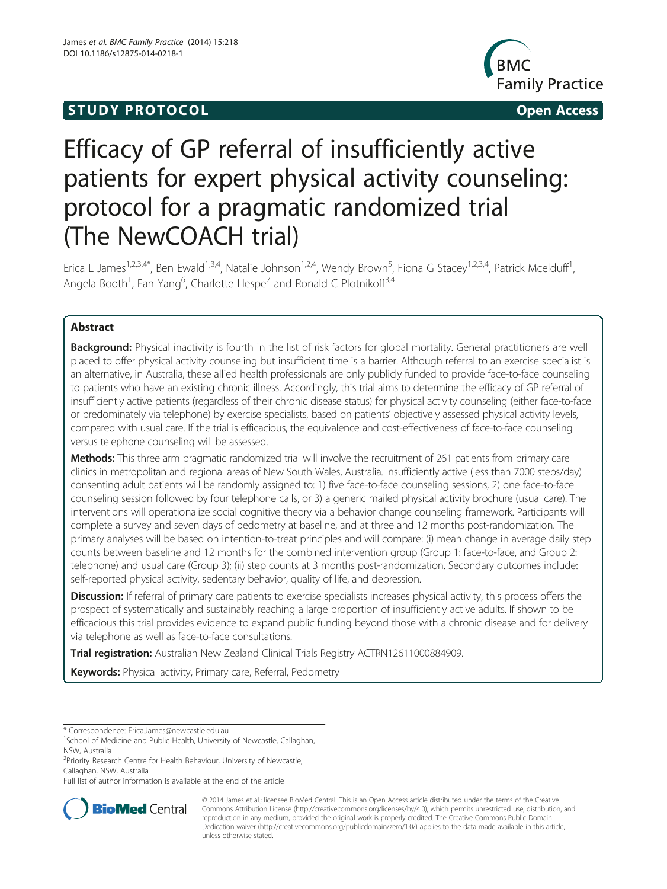# Efficacy of GP referral of insufficiently active patients for expert physical activity counseling: protocol for a pragmatic randomized trial (The NewCOACH trial)

Erica L James[1,2,3,4*], Ben Ewald[1,3,4], Natalie Johnson[1,2,4], Wendy Brown[5], Fiona G Stacey[1,2,3,4], Patrick Mcelduff[1], Angela Booth[1], Fan Yang[6], Charlotte Hespe[7] and Ronald C Plotnikoff[3,4]

## Abstract

**Background:** Physical inactivity is fourth in the list of risk factors for global mortality. General practitioners are well placed to offer physical activity counseling but insufficient time is a barrier. Although referral to an exercise specialist is an alternative, in Australia, these allied health professionals are only publicly funded to provide face-to-face counseling to patients who have an existing chronic illness. Accordingly, this trial aims to determine the efficacy of GP referral of insufficiently active patients (regardless of their chronic disease status) for physical activity counseling (either face-to-face or predominately via telephone) by exercise specialists, based on patients' objectively assessed physical activity levels, compared with usual care. If the trial is efficacious, the equivalence and cost-effectiveness of face-to-face counseling versus telephone counseling will be assessed.

**Methods:** This three arm pragmatic randomized trial will involve the recruitment of 261 patients from primary care clinics in metropolitan and regional areas of New South Wales, Australia. Insufficiently active (less than 7000 steps/day) consenting adult patients will be randomly assigned to: 1) five face-to-face counseling sessions, 2) one face-to-face counseling session followed by four telephone calls, or 3) a generic mailed physical activity brochure (usual care). The interventions will operationalize social cognitive theory via a behavior change counseling framework. Participants will complete a survey and seven days of pedometry at baseline, and at three and 12 months post-randomization. The primary analyses will be based on intention-to-treat principles and will compare: (i) mean change in average daily step counts between baseline and 12 months for the combined intervention group (Group 1: face-to-face, and Group 2: telephone) and usual care (Group 3); (ii) step counts at 3 months post-randomization. Secondary outcomes include: self-reported physical activity, sedentary behavior, quality of life, and depression.

**Discussion:** If referral of primary care patients to exercise specialists increases physical activity, this process offers the prospect of systematically and sustainably reaching a large proportion of insufficiently active adults. If shown to be efficacious this trial provides evidence to expand public funding beyond those with a chronic disease and for delivery via telephone as well as face-to-face consultations.

**Trial registration:** Australian New Zealand Clinical Trials Registry ACTRN12611000884909.

**Keywords:** Physical activity, Primary care, Referral, Pedometry

\* Correspondence: Erica.James@newcastle.edu.au

[1]School of Medicine and Public Health, University of Newcastle, Callaghan, NSW, Australia

[2]Priority Research Centre for Health Behaviour, University of Newcastle, Callaghan, NSW, Australia

Full list of author information is available at the end of the article

© 2014 James et al.; licensee BioMed Central. This is an Open Access article distributed under the terms of the Creative Commons Attribution License (http://creativecommons.org/licenses/by/4.0), which permits unrestricted use, distribution, and reproduction in any medium, provided the original work is properly credited. The Creative Commons Public Domain Dedication waiver (http://creativecommons.org/publicdomain/zero/1.0/) applies to the data made available in this article, unless otherwise stated.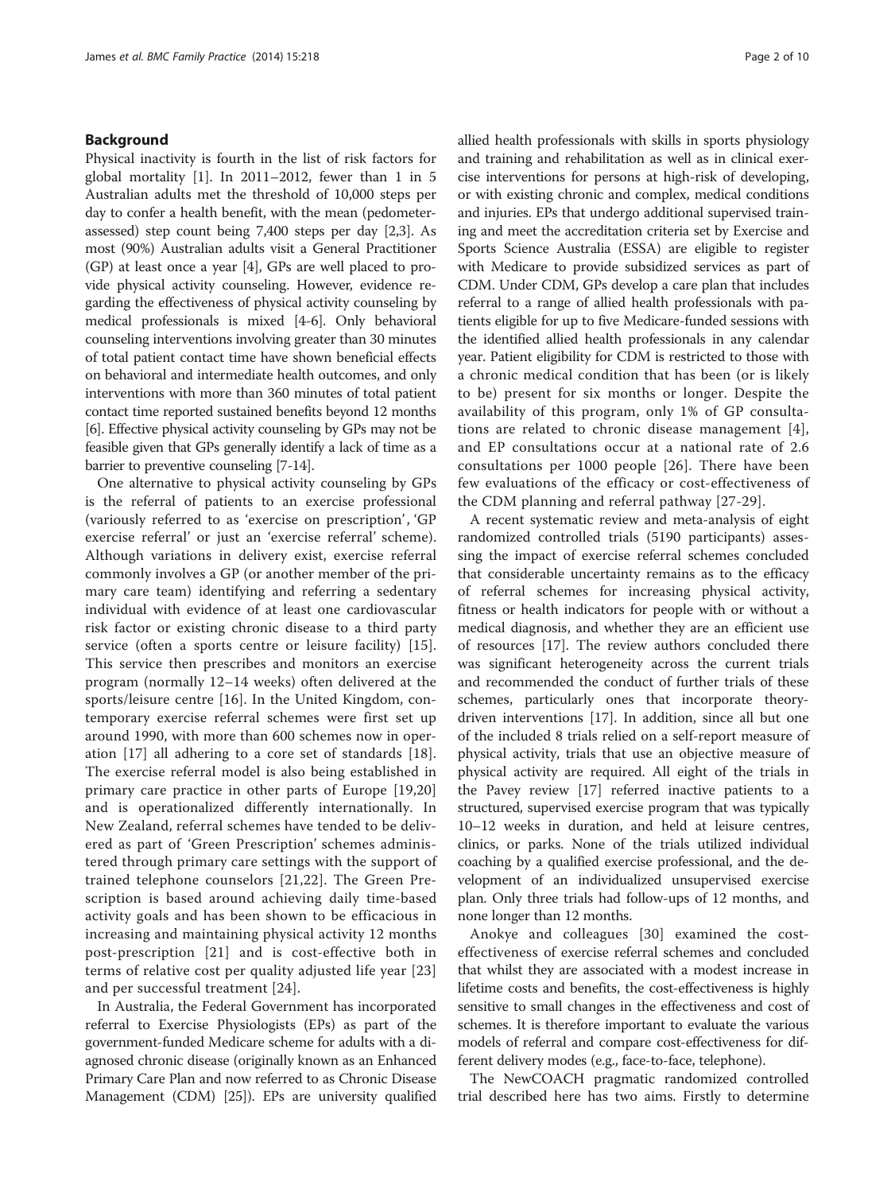## Background

Physical inactivity is fourth in the list of risk factors for global mortality [1]. In 2011–2012, fewer than 1 in 5 Australian adults met the threshold of 10,000 steps per day to confer a health benefit, with the mean (pedometer-assessed) step count being 7,400 steps per day [2,3]. As most (90%) Australian adults visit a General Practitioner (GP) at least once a year [4], GPs are well placed to provide physical activity counseling. However, evidence regarding the effectiveness of physical activity counseling by medical professionals is mixed [4-6]. Only behavioral counseling interventions involving greater than 30 minutes of total patient contact time have shown beneficial effects on behavioral and intermediate health outcomes, and only interventions with more than 360 minutes of total patient contact time reported sustained benefits beyond 12 months [6]. Effective physical activity counseling by GPs may not be feasible given that GPs generally identify a lack of time as a barrier to preventive counseling [7-14].

One alternative to physical activity counseling by GPs is the referral of patients to an exercise professional (variously referred to as 'exercise on prescription', 'GP exercise referral' or just an 'exercise referral' scheme). Although variations in delivery exist, exercise referral commonly involves a GP (or another member of the primary care team) identifying and referring a sedentary individual with evidence of at least one cardiovascular risk factor or existing chronic disease to a third party service (often a sports centre or leisure facility) [15]. This service then prescribes and monitors an exercise program (normally 12–14 weeks) often delivered at the sports/leisure centre [16]. In the United Kingdom, contemporary exercise referral schemes were first set up around 1990, with more than 600 schemes now in operation [17] all adhering to a core set of standards [18]. The exercise referral model is also being established in primary care practice in other parts of Europe [19,20] and is operationalized differently internationally. In New Zealand, referral schemes have tended to be delivered as part of 'Green Prescription' schemes administered through primary care settings with the support of trained telephone counselors [21,22]. The Green Prescription is based around achieving daily time-based activity goals and has been shown to be efficacious in increasing and maintaining physical activity 12 months post-prescription [21] and is cost-effective both in terms of relative cost per quality adjusted life year [23] and per successful treatment [24].

In Australia, the Federal Government has incorporated referral to Exercise Physiologists (EPs) as part of the government-funded Medicare scheme for adults with a diagnosed chronic disease (originally known as an Enhanced Primary Care Plan and now referred to as Chronic Disease Management (CDM) [25]). EPs are university qualified allied health professionals with skills in sports physiology and training and rehabilitation as well as in clinical exercise interventions for persons at high-risk of developing, or with existing chronic and complex, medical conditions and injuries. EPs that undergo additional supervised training and meet the accreditation criteria set by Exercise and Sports Science Australia (ESSA) are eligible to register with Medicare to provide subsidized services as part of CDM. Under CDM, GPs develop a care plan that includes referral to a range of allied health professionals with patients eligible for up to five Medicare-funded sessions with the identified allied health professionals in any calendar year. Patient eligibility for CDM is restricted to those with a chronic medical condition that has been (or is likely to be) present for six months or longer. Despite the availability of this program, only 1% of GP consultations are related to chronic disease management [4], and EP consultations occur at a national rate of 2.6 consultations per 1000 people [26]. There have been few evaluations of the efficacy or cost-effectiveness of the CDM planning and referral pathway [27-29].

A recent systematic review and meta-analysis of eight randomized controlled trials (5190 participants) assessing the impact of exercise referral schemes concluded that considerable uncertainty remains as to the efficacy of referral schemes for increasing physical activity, fitness or health indicators for people with or without a medical diagnosis, and whether they are an efficient use of resources [17]. The review authors concluded there was significant heterogeneity across the current trials and recommended the conduct of further trials of these schemes, particularly ones that incorporate theory-driven interventions [17]. In addition, since all but one of the included 8 trials relied on a self-report measure of physical activity, trials that use an objective measure of physical activity are required. All eight of the trials in the Pavey review [17] referred inactive patients to a structured, supervised exercise program that was typically 10–12 weeks in duration, and held at leisure centres, clinics, or parks. None of the trials utilized individual coaching by a qualified exercise professional, and the development of an individualized unsupervised exercise plan. Only three trials had follow-ups of 12 months, and none longer than 12 months.

Anokye and colleagues [30] examined the cost-effectiveness of exercise referral schemes and concluded that whilst they are associated with a modest increase in lifetime costs and benefits, the cost-effectiveness is highly sensitive to small changes in the effectiveness and cost of schemes. It is therefore important to evaluate the various models of referral and compare cost-effectiveness for different delivery modes (e.g., face-to-face, telephone).

The NewCOACH pragmatic randomized controlled trial described here has two aims. Firstly to determine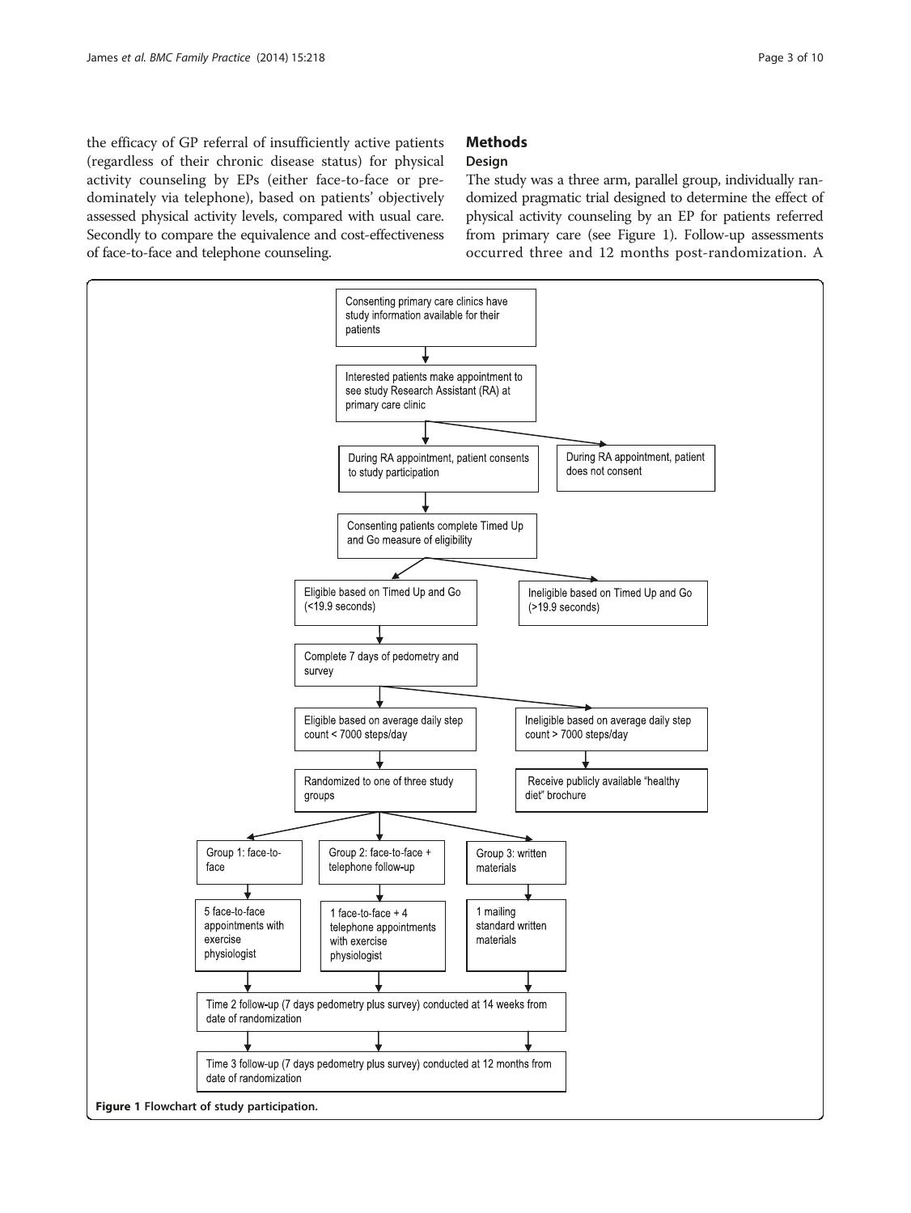the efficacy of GP referral of insufficiently active patients (regardless of their chronic disease status) for physical activity counseling by EPs (either face-to-face or predominately via telephone), based on patients' objectively assessed physical activity levels, compared with usual care. Secondly to compare the equivalence and cost-effectiveness of face-to-face and telephone counseling.

## Methods

### Design

The study was a three arm, parallel group, individually randomized pragmatic trial designed to determine the effect of physical activity counseling by an EP for patients referred from primary care (see Figure 1). Follow-up assessments occurred three and 12 months post-randomization. A

Consenting primary care clinics have study information available for their patients

Interested patients make appointment to see study Research Assistant (RA) at primary care clinic

During RA appointment, patient consents to study participation

During RA appointment, patient does not consent

Consenting patients complete Timed Up and Go measure of eligibility

Eligible based on Timed Up and Go (<19.9 seconds)

Ineligible based on Timed Up and Go (>19.9 seconds)

Complete 7 days of pedometry and survey

Eligible based on average daily step count < 7000 steps/day

Ineligible based on average daily step count > 7000 steps/day

Randomized to one of three study groups

Receive publicly available "healthy diet" brochure

Group 1: face-to-face

Group 2: face-to-face + telephone follow-up

Group 3: written materials

5 face-to-face appointments with exercise physiologist

1 face-to-face + 4 telephone appointments with exercise physiologist

1 mailing standard written materials

Time 2 follow-up (7 days pedometry plus survey) conducted at 14 weeks from date of randomization

Time 3 follow-up (7 days pedometry plus survey) conducted at 12 months from date of randomization

**Figure 1** Flowchart of study participation.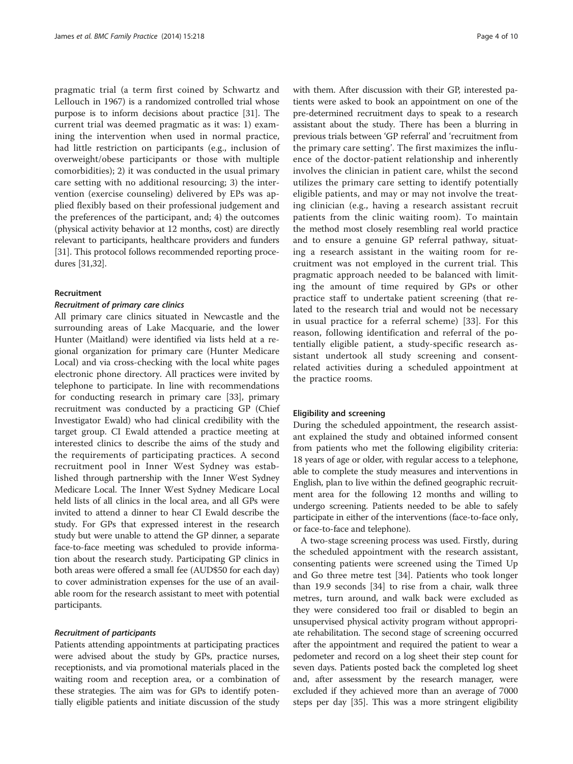pragmatic trial (a term first coined by Schwartz and Lellouch in 1967) is a randomized controlled trial whose purpose is to inform decisions about practice [31]. The current trial was deemed pragmatic as it was: 1) examining the intervention when used in normal practice, had little restriction on participants (e.g., inclusion of overweight/obese participants or those with multiple comorbidities); 2) it was conducted in the usual primary care setting with no additional resourcing; 3) the intervention (exercise counseling) delivered by EPs was applied flexibly based on their professional judgement and the preferences of the participant, and; 4) the outcomes (physical activity behavior at 12 months, cost) are directly relevant to participants, healthcare providers and funders [31]. This protocol follows recommended reporting procedures [31,32].

### Recruitment

#### *Recruitment of primary care clinics*

All primary care clinics situated in Newcastle and the surrounding areas of Lake Macquarie, and the lower Hunter (Maitland) were identified via lists held at a regional organization for primary care (Hunter Medicare Local) and via cross-checking with the local white pages electronic phone directory. All practices were invited by telephone to participate. In line with recommendations for conducting research in primary care [33], primary recruitment was conducted by a practicing GP (Chief Investigator Ewald) who had clinical credibility with the target group. CI Ewald attended a practice meeting at interested clinics to describe the aims of the study and the requirements of participating practices. A second recruitment pool in Inner West Sydney was established through partnership with the Inner West Sydney Medicare Local. The Inner West Sydney Medicare Local held lists of all clinics in the local area, and all GPs were invited to attend a dinner to hear CI Ewald describe the study. For GPs that expressed interest in the research study but were unable to attend the GP dinner, a separate face-to-face meeting was scheduled to provide information about the research study. Participating GP clinics in both areas were offered a small fee (AUD$50 for each day) to cover administration expenses for the use of an available room for the research assistant to meet with potential participants.

#### *Recruitment of participants*

Patients attending appointments at participating practices were advised about the study by GPs, practice nurses, receptionists, and via promotional materials placed in the waiting room and reception area, or a combination of these strategies. The aim was for GPs to identify potentially eligible patients and initiate discussion of the study with them. After discussion with their GP, interested patients were asked to book an appointment on one of the pre-determined recruitment days to speak to a research assistant about the study. There has been a blurring in previous trials between 'GP referral' and 'recruitment from the primary care setting'. The first maximizes the influence of the doctor-patient relationship and inherently involves the clinician in patient care, whilst the second utilizes the primary care setting to identify potentially eligible patients, and may or may not involve the treating clinician (e.g., having a research assistant recruit patients from the clinic waiting room). To maintain the method most closely resembling real world practice and to ensure a genuine GP referral pathway, situating a research assistant in the waiting room for recruitment was not employed in the current trial. This pragmatic approach needed to be balanced with limiting the amount of time required by GPs or other practice staff to undertake patient screening (that related to the research trial and would not be necessary in usual practice for a referral scheme) [33]. For this reason, following identification and referral of the potentially eligible patient, a study-specific research assistant undertook all study screening and consent-related activities during a scheduled appointment at the practice rooms.

### Eligibility and screening

During the scheduled appointment, the research assistant explained the study and obtained informed consent from patients who met the following eligibility criteria: 18 years of age or older, with regular access to a telephone, able to complete the study measures and interventions in English, plan to live within the defined geographic recruitment area for the following 12 months and willing to undergo screening. Patients needed to be able to safely participate in either of the interventions (face-to-face only, or face-to-face and telephone).

A two-stage screening process was used. Firstly, during the scheduled appointment with the research assistant, consenting patients were screened using the Timed Up and Go three metre test [34]. Patients who took longer than 19.9 seconds [34] to rise from a chair, walk three metres, turn around, and walk back were excluded as they were considered too frail or disabled to begin an unsupervised physical activity program without appropriate rehabilitation. The second stage of screening occurred after the appointment and required the patient to wear a pedometer and record on a log sheet their step count for seven days. Patients posted back the completed log sheet and, after assessment by the research manager, were excluded if they achieved more than an average of 7000 steps per day [35]. This was a more stringent eligibility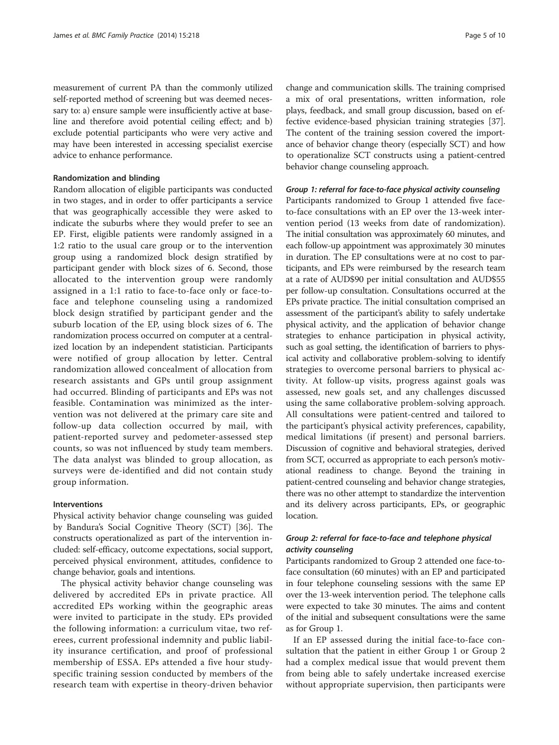measurement of current PA than the commonly utilized self-reported method of screening but was deemed necessary to: a) ensure sample were insufficiently active at baseline and therefore avoid potential ceiling effect; and b) exclude potential participants who were very active and may have been interested in accessing specialist exercise advice to enhance performance.

#### Randomization and blinding

Random allocation of eligible participants was conducted in two stages, and in order to offer participants a service that was geographically accessible they were asked to indicate the suburbs where they would prefer to see an EP. First, eligible patients were randomly assigned in a 1:2 ratio to the usual care group or to the intervention group using a randomized block design stratified by participant gender with block sizes of 6. Second, those allocated to the intervention group were randomly assigned in a 1:1 ratio to face-to-face only or face-to-face and telephone counseling using a randomized block design stratified by participant gender and the suburb location of the EP, using block sizes of 6. The randomization process occurred on computer at a centralized location by an independent statistician. Participants were notified of group allocation by letter. Central randomization allowed concealment of allocation from research assistants and GPs until group assignment had occurred. Blinding of participants and EPs was not feasible. Contamination was minimized as the intervention was not delivered at the primary care site and follow-up data collection occurred by mail, with patient-reported survey and pedometer-assessed step counts, so was not influenced by study team members. The data analyst was blinded to group allocation, as surveys were de-identified and did not contain study group information.

#### Interventions

Physical activity behavior change counseling was guided by Bandura's Social Cognitive Theory (SCT) [36]. The constructs operationalized as part of the intervention included: self-efficacy, outcome expectations, social support, perceived physical environment, attitudes, confidence to change behavior, goals and intentions.

The physical activity behavior change counseling was delivered by accredited EPs in private practice. All accredited EPs working within the geographic areas were invited to participate in the study. EPs provided the following information: a curriculum vitae, two referees, current professional indemnity and public liability insurance certification, and proof of professional membership of ESSA. EPs attended a five hour study-specific training session conducted by members of the research team with expertise in theory-driven behavior change and communication skills. The training comprised a mix of oral presentations, written information, role plays, feedback, and small group discussion, based on effective evidence-based physician training strategies [37]. The content of the training session covered the importance of behavior change theory (especially SCT) and how to operationalize SCT constructs using a patient-centred behavior change counseling approach.

##### *Group 1: referral for face-to-face physical activity counseling*

Participants randomized to Group 1 attended five face-to-face consultations with an EP over the 13-week intervention period (13 weeks from date of randomization). The initial consultation was approximately 60 minutes, and each follow-up appointment was approximately 30 minutes in duration. The EP consultations were at no cost to participants, and EPs were reimbursed by the research team at a rate of AUD$90 per initial consultation and AUD$55 per follow-up consultation. Consultations occurred at the EPs private practice. The initial consultation comprised an assessment of the participant's ability to safely undertake physical activity, and the application of behavior change strategies to enhance participation in physical activity, such as goal setting, the identification of barriers to physical activity and collaborative problem-solving to identify strategies to overcome personal barriers to physical activity. At follow-up visits, progress against goals was assessed, new goals set, and any challenges discussed using the same collaborative problem-solving approach. All consultations were patient-centred and tailored to the participant's physical activity preferences, capability, medical limitations (if present) and personal barriers. Discussion of cognitive and behavioral strategies, derived from SCT, occurred as appropriate to each person's motivational readiness to change. Beyond the training in patient-centred counseling and behavior change strategies, there was no other attempt to standardize the intervention and its delivery across participants, EPs, or geographic location.

##### *Group 2: referral for face-to-face and telephone physical activity counseling*

Participants randomized to Group 2 attended one face-to-face consultation (60 minutes) with an EP and participated in four telephone counseling sessions with the same EP over the 13-week intervention period. The telephone calls were expected to take 30 minutes. The aims and content of the initial and subsequent consultations were the same as for Group 1.

If an EP assessed during the initial face-to-face consultation that the patient in either Group 1 or Group 2 had a complex medical issue that would prevent them from being able to safely undertake increased exercise without appropriate supervision, then participants were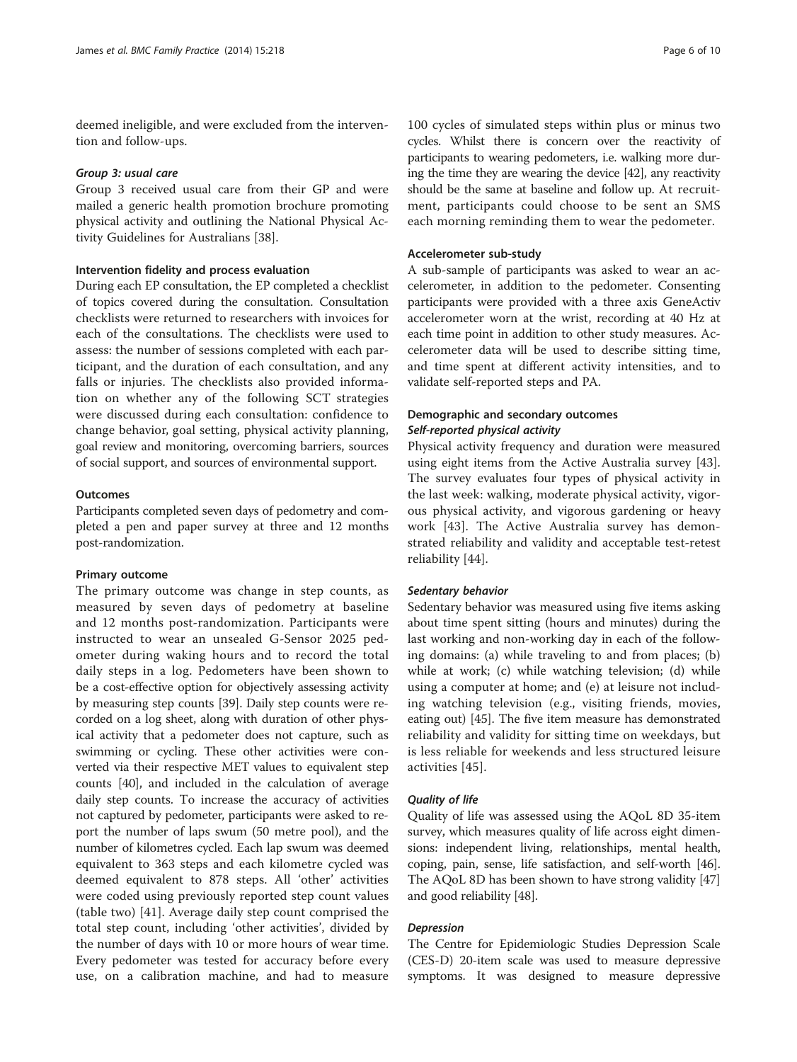deemed ineligible, and were excluded from the intervention and follow-ups.

### *Group 3: usual care*

Group 3 received usual care from their GP and were mailed a generic health promotion brochure promoting physical activity and outlining the National Physical Activity Guidelines for Australians [38].

### Intervention fidelity and process evaluation

During each EP consultation, the EP completed a checklist of topics covered during the consultation. Consultation checklists were returned to researchers with invoices for each of the consultations. The checklists were used to assess: the number of sessions completed with each participant, and the duration of each consultation, and any falls or injuries. The checklists also provided information on whether any of the following SCT strategies were discussed during each consultation: confidence to change behavior, goal setting, physical activity planning, goal review and monitoring, overcoming barriers, sources of social support, and sources of environmental support.

### Outcomes

Participants completed seven days of pedometry and completed a pen and paper survey at three and 12 months post-randomization.

### Primary outcome

The primary outcome was change in step counts, as measured by seven days of pedometry at baseline and 12 months post-randomization. Participants were instructed to wear an unsealed G-Sensor 2025 pedometer during waking hours and to record the total daily steps in a log. Pedometers have been shown to be a cost-effective option for objectively assessing activity by measuring step counts [39]. Daily step counts were recorded on a log sheet, along with duration of other physical activity that a pedometer does not capture, such as swimming or cycling. These other activities were converted via their respective MET values to equivalent step counts [40], and included in the calculation of average daily step counts. To increase the accuracy of activities not captured by pedometer, participants were asked to report the number of laps swum (50 metre pool), and the number of kilometres cycled. Each lap swum was deemed equivalent to 363 steps and each kilometre cycled was deemed equivalent to 878 steps. All 'other' activities were coded using previously reported step count values (table two) [41]. Average daily step count comprised the total step count, including 'other activities', divided by the number of days with 10 or more hours of wear time. Every pedometer was tested for accuracy before every use, on a calibration machine, and had to measure 100 cycles of simulated steps within plus or minus two cycles. Whilst there is concern over the reactivity of participants to wearing pedometers, i.e. walking more during the time they are wearing the device [42], any reactivity should be the same at baseline and follow up. At recruitment, participants could choose to be sent an SMS each morning reminding them to wear the pedometer.

### Accelerometer sub-study

A sub-sample of participants was asked to wear an accelerometer, in addition to the pedometer. Consenting participants were provided with a three axis GeneActiv accelerometer worn at the wrist, recording at 40 Hz at each time point in addition to other study measures. Accelerometer data will be used to describe sitting time, and time spent at different activity intensities, and to validate self-reported steps and PA.

### Demographic and secondary outcomes

#### *Self-reported physical activity*

Physical activity frequency and duration were measured using eight items from the Active Australia survey [43]. The survey evaluates four types of physical activity in the last week: walking, moderate physical activity, vigorous physical activity, and vigorous gardening or heavy work [43]. The Active Australia survey has demonstrated reliability and validity and acceptable test-retest reliability [44].

#### *Sedentary behavior*

Sedentary behavior was measured using five items asking about time spent sitting (hours and minutes) during the last working and non-working day in each of the following domains: (a) while traveling to and from places; (b) while at work; (c) while watching television; (d) while using a computer at home; and (e) at leisure not including watching television (e.g., visiting friends, movies, eating out) [45]. The five item measure has demonstrated reliability and validity for sitting time on weekdays, but is less reliable for weekends and less structured leisure activities [45].

#### *Quality of life*

Quality of life was assessed using the AQoL 8D 35-item survey, which measures quality of life across eight dimensions: independent living, relationships, mental health, coping, pain, sense, life satisfaction, and self-worth [46]. The AQoL 8D has been shown to have strong validity [47] and good reliability [48].

#### *Depression*

The Centre for Epidemiologic Studies Depression Scale (CES-D) 20-item scale was used to measure depressive symptoms. It was designed to measure depressive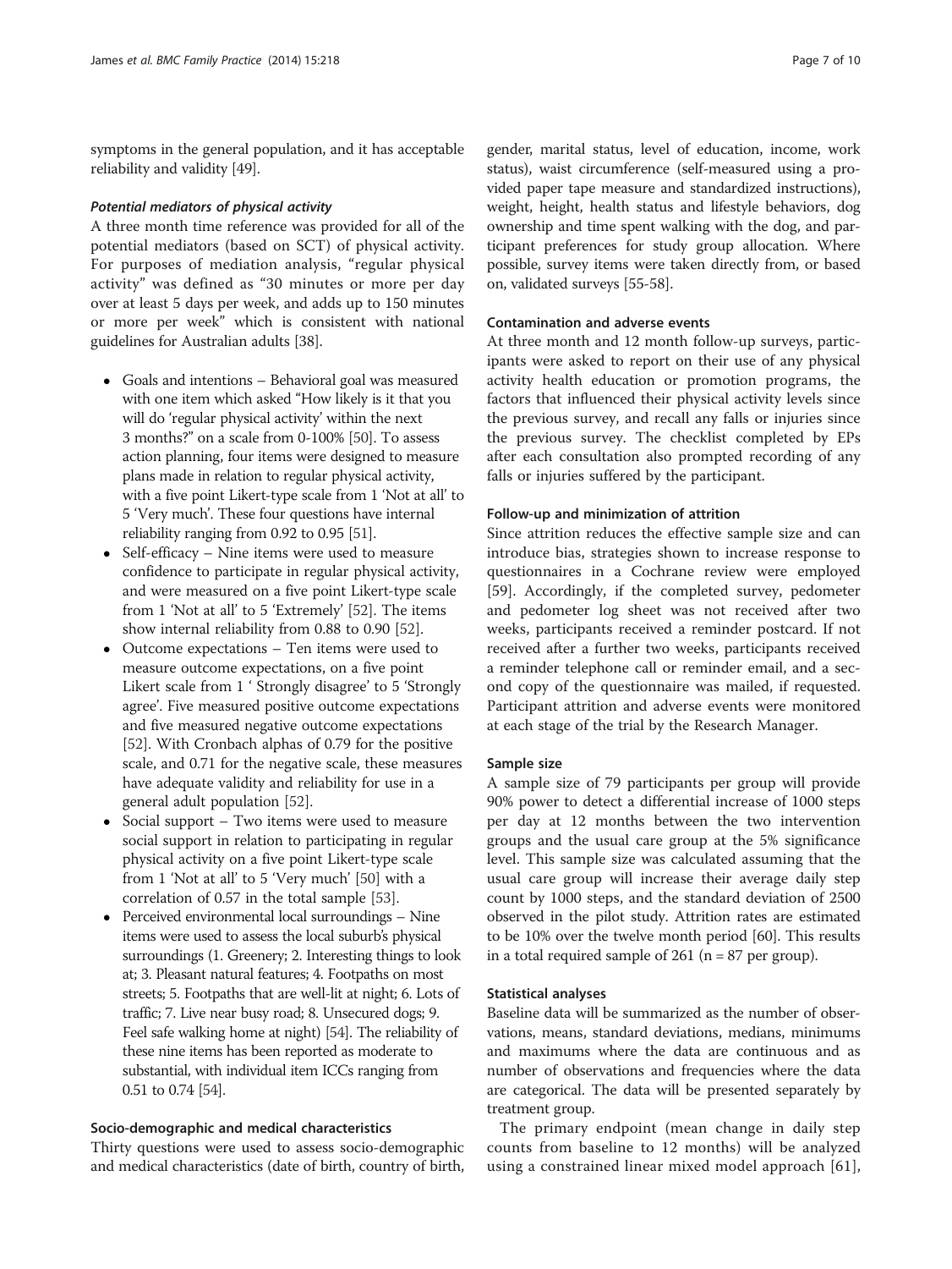symptoms in the general population, and it has acceptable reliability and validity [49].

#### *Potential mediators of physical activity*

A three month time reference was provided for all of the potential mediators (based on SCT) of physical activity. For purposes of mediation analysis, "regular physical activity" was defined as "30 minutes or more per day over at least 5 days per week, and adds up to 150 minutes or more per week" which is consistent with national guidelines for Australian adults [38].

- Goals and intentions – Behavioral goal was measured with one item which asked "How likely is it that you will do 'regular physical activity' within the next 3 months?" on a scale from 0-100% [50]. To assess action planning, four items were designed to measure plans made in relation to regular physical activity, with a five point Likert-type scale from 1 'Not at all' to 5 'Very much'. These four questions have internal reliability ranging from 0.92 to 0.95 [51].
- Self-efficacy – Nine items were used to measure confidence to participate in regular physical activity, and were measured on a five point Likert-type scale from 1 'Not at all' to 5 'Extremely' [52]. The items show internal reliability from 0.88 to 0.90 [52].
- Outcome expectations – Ten items were used to measure outcome expectations, on a five point Likert scale from 1 ' Strongly disagree' to 5 'Strongly agree'. Five measured positive outcome expectations and five measured negative outcome expectations [52]. With Cronbach alphas of 0.79 for the positive scale, and 0.71 for the negative scale, these measures have adequate validity and reliability for use in a general adult population [52].
- Social support – Two items were used to measure social support in relation to participating in regular physical activity on a five point Likert-type scale from 1 'Not at all' to 5 'Very much' [50] with a correlation of 0.57 in the total sample [53].
- Perceived environmental local surroundings – Nine items were used to assess the local suburb's physical surroundings (1. Greenery; 2. Interesting things to look at; 3. Pleasant natural features; 4. Footpaths on most streets; 5. Footpaths that are well-lit at night; 6. Lots of traffic; 7. Live near busy road; 8. Unsecured dogs; 9. Feel safe walking home at night) [54]. The reliability of these nine items has been reported as moderate to substantial, with individual item ICCs ranging from 0.51 to 0.74 [54].

### Socio-demographic and medical characteristics

Thirty questions were used to assess socio-demographic and medical characteristics (date of birth, country of birth, gender, marital status, level of education, income, work status), waist circumference (self-measured using a provided paper tape measure and standardized instructions), weight, height, health status and lifestyle behaviors, dog ownership and time spent walking with the dog, and participant preferences for study group allocation. Where possible, survey items were taken directly from, or based on, validated surveys [55-58].

### Contamination and adverse events

At three month and 12 month follow-up surveys, participants were asked to report on their use of any physical activity health education or promotion programs, the factors that influenced their physical activity levels since the previous survey, and recall any falls or injuries since the previous survey. The checklist completed by EPs after each consultation also prompted recording of any falls or injuries suffered by the participant.

### Follow-up and minimization of attrition

Since attrition reduces the effective sample size and can introduce bias, strategies shown to increase response to questionnaires in a Cochrane review were employed [59]. Accordingly, if the completed survey, pedometer and pedometer log sheet was not received after two weeks, participants received a reminder postcard. If not received after a further two weeks, participants received a reminder telephone call or reminder email, and a second copy of the questionnaire was mailed, if requested. Participant attrition and adverse events were monitored at each stage of the trial by the Research Manager.

### Sample size

A sample size of 79 participants per group will provide 90% power to detect a differential increase of 1000 steps per day at 12 months between the two intervention groups and the usual care group at the 5% significance level. This sample size was calculated assuming that the usual care group will increase their average daily step count by 1000 steps, and the standard deviation of 2500 observed in the pilot study. Attrition rates are estimated to be 10% over the twelve month period [60]. This results in a total required sample of 261 ($n = 87$ per group).

### Statistical analyses

Baseline data will be summarized as the number of observations, means, standard deviations, medians, minimums and maximums where the data are continuous and as number of observations and frequencies where the data are categorical. The data will be presented separately by treatment group.

The primary endpoint (mean change in daily step counts from baseline to 12 months) will be analyzed using a constrained linear mixed model approach [61],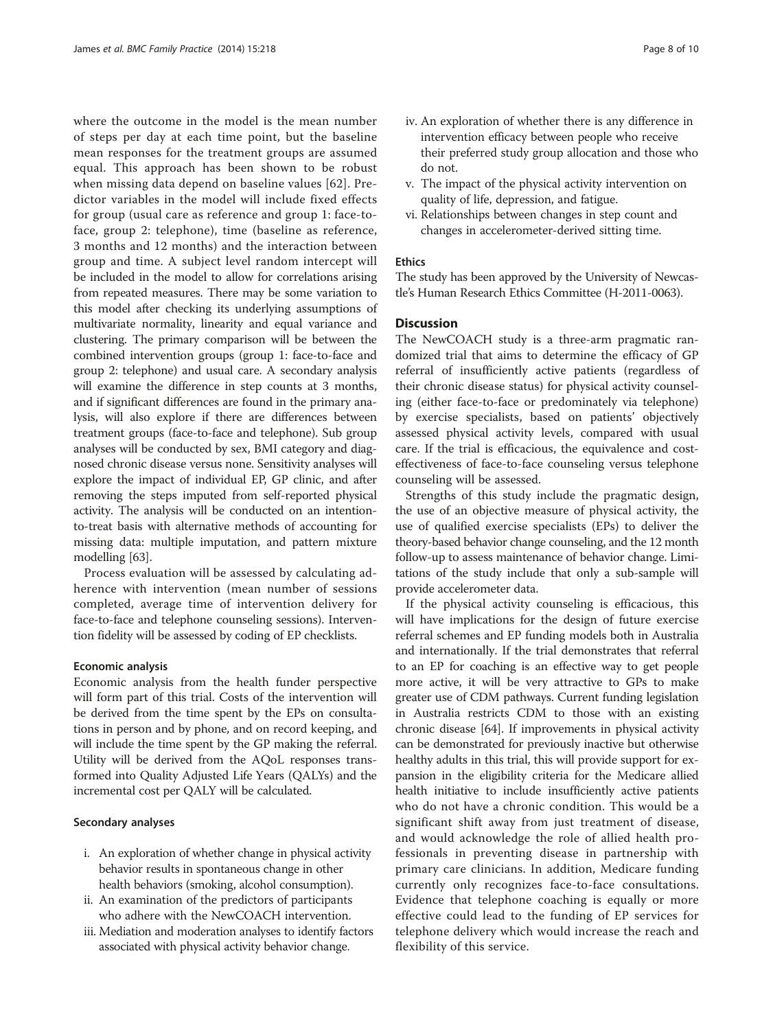where the outcome in the model is the mean number of steps per day at each time point, but the baseline mean responses for the treatment groups are assumed equal. This approach has been shown to be robust when missing data depend on baseline values [62]. Predictor variables in the model will include fixed effects for group (usual care as reference and group 1: face-to-face, group 2: telephone), time (baseline as reference, 3 months and 12 months) and the interaction between group and time. A subject level random intercept will be included in the model to allow for correlations arising from repeated measures. There may be some variation to this model after checking its underlying assumptions of multivariate normality, linearity and equal variance and clustering. The primary comparison will be between the combined intervention groups (group 1: face-to-face and group 2: telephone) and usual care. A secondary analysis will examine the difference in step counts at 3 months, and if significant differences are found in the primary analysis, will also explore if there are differences between treatment groups (face-to-face and telephone). Sub group analyses will be conducted by sex, BMI category and diagnosed chronic disease versus none. Sensitivity analyses will explore the impact of individual EP, GP clinic, and after removing the steps imputed from self-reported physical activity. The analysis will be conducted on an intention-to-treat basis with alternative methods of accounting for missing data: multiple imputation, and pattern mixture modelling [63].

Process evaluation will be assessed by calculating adherence with intervention (mean number of sessions completed, average time of intervention delivery for face-to-face and telephone counseling sessions). Intervention fidelity will be assessed by coding of EP checklists.

### Economic analysis

Economic analysis from the health funder perspective will form part of this trial. Costs of the intervention will be derived from the time spent by the EPs on consultations in person and by phone, and on record keeping, and will include the time spent by the GP making the referral. Utility will be derived from the AQoL responses transformed into Quality Adjusted Life Years (QALYs) and the incremental cost per QALY will be calculated.

### Secondary analyses

i. An exploration of whether change in physical activity behavior results in spontaneous change in other health behaviors (smoking, alcohol consumption).
ii. An examination of the predictors of participants who adhere with the NewCOACH intervention.
iii. Mediation and moderation analyses to identify factors associated with physical activity behavior change.
iv. An exploration of whether there is any difference in intervention efficacy between people who receive their preferred study group allocation and those who do not.
v. The impact of the physical activity intervention on quality of life, depression, and fatigue.
vi. Relationships between changes in step count and changes in accelerometer-derived sitting time.

### Ethics

The study has been approved by the University of Newcastle's Human Research Ethics Committee (H-2011-0063).

## Discussion

The NewCOACH study is a three-arm pragmatic randomized trial that aims to determine the efficacy of GP referral of insufficiently active patients (regardless of their chronic disease status) for physical activity counseling (either face-to-face or predominately via telephone) by exercise specialists, based on patients' objectively assessed physical activity levels, compared with usual care. If the trial is efficacious, the equivalence and cost-effectiveness of face-to-face counseling versus telephone counseling will be assessed.

Strengths of this study include the pragmatic design, the use of an objective measure of physical activity, the use of qualified exercise specialists (EPs) to deliver the theory-based behavior change counseling, and the 12 month follow-up to assess maintenance of behavior change. Limitations of the study include that only a sub-sample will provide accelerometer data.

If the physical activity counseling is efficacious, this will have implications for the design of future exercise referral schemes and EP funding models both in Australia and internationally. If the trial demonstrates that referral to an EP for coaching is an effective way to get people more active, it will be very attractive to GPs to make greater use of CDM pathways. Current funding legislation in Australia restricts CDM to those with an existing chronic disease [64]. If improvements in physical activity can be demonstrated for previously inactive but otherwise healthy adults in this trial, this will provide support for expansion in the eligibility criteria for the Medicare allied health initiative to include insufficiently active patients who do not have a chronic condition. This would be a significant shift away from just treatment of disease, and would acknowledge the role of allied health professionals in preventing disease in partnership with primary care clinicians. In addition, Medicare funding currently only recognizes face-to-face consultations. Evidence that telephone coaching is equally or more effective could lead to the funding of EP services for telephone delivery which would increase the reach and flexibility of this service.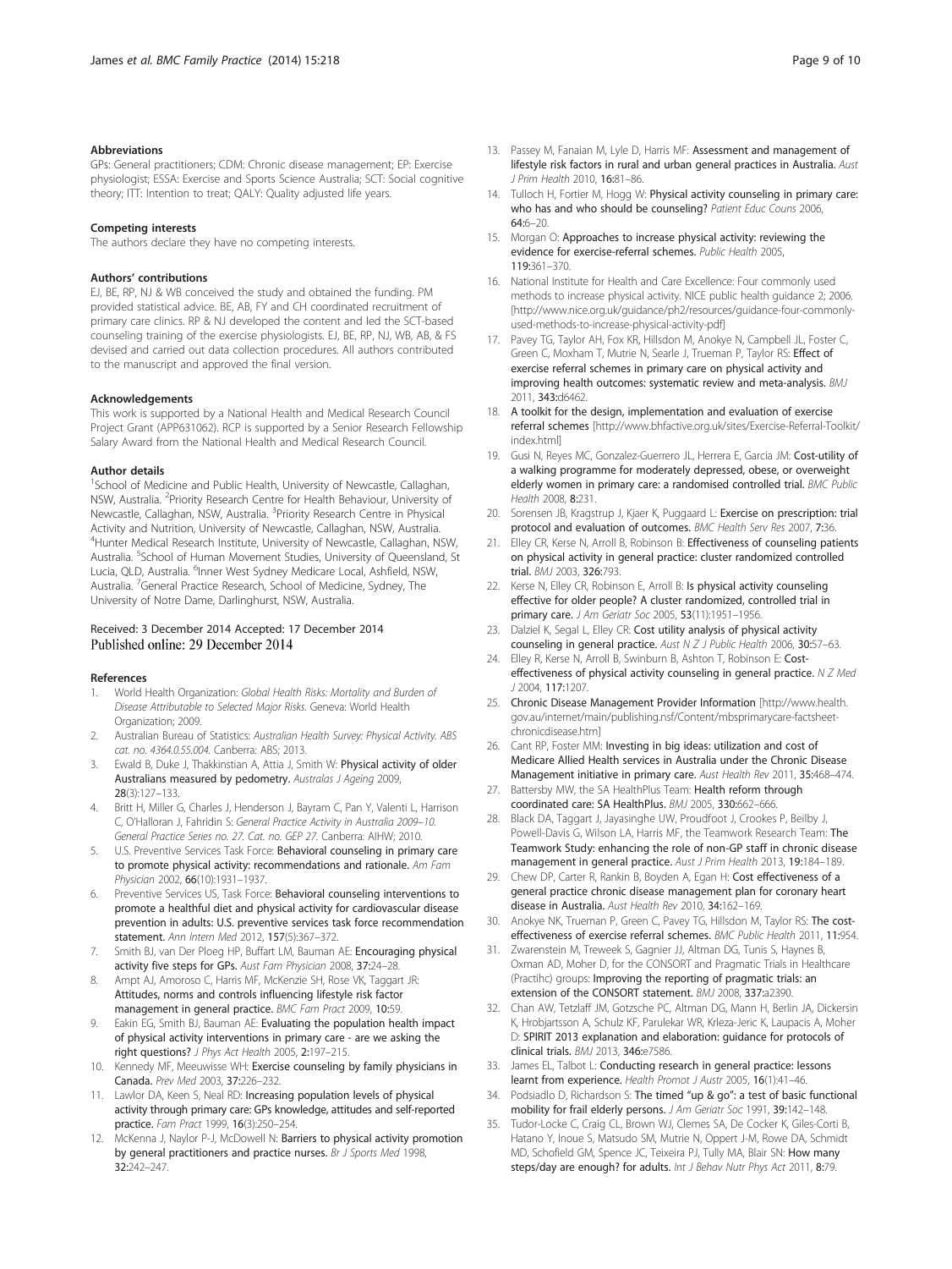#### Abbreviations

GPs: General practitioners; CDM: Chronic disease management; EP: Exercise physiologist; ESSA: Exercise and Sports Science Australia; SCT: Social cognitive theory; ITT: Intention to treat; QALY: Quality adjusted life years.

#### Competing interests

The authors declare they have no competing interests.

#### Authors' contributions

EJ, BE, RP, NJ & WB conceived the study and obtained the funding. PM provided statistical advice. BE, AB, FY and CH coordinated recruitment of primary care clinics. RP & NJ developed the content and led the SCT-based counseling training of the exercise physiologists. EJ, BE, RP, NJ, WB, AB, & FS devised and carried out data collection procedures. All authors contributed to the manuscript and approved the final version.

#### Acknowledgements

This work is supported by a National Health and Medical Research Council Project Grant (APP631062). RCP is supported by a Senior Research Fellowship Salary Award from the National Health and Medical Research Council.

#### Author details

[1]School of Medicine and Public Health, University of Newcastle, Callaghan, NSW, Australia. [2]Priority Research Centre for Health Behaviour, University of Newcastle, Callaghan, NSW, Australia. [3]Priority Research Centre in Physical Activity and Nutrition, University of Newcastle, Callaghan, NSW, Australia. [4]Hunter Medical Research Institute, University of Newcastle, Callaghan, NSW, Australia. [5]School of Human Movement Studies, University of Queensland, St Lucia, QLD, Australia. [6]Inner West Sydney Medicare Local, Ashfield, NSW, Australia. [7]General Practice Research, School of Medicine, Sydney, The University of Notre Dame, Darlinghurst, NSW, Australia.

Received: 3 December 2014 Accepted: 17 December 2014
Published online: 29 December 2014

#### References

1. World Health Organization: *Global Health Risks: Mortality and Burden of Disease Attributable to Selected Major Risks.* Geneva: World Health Organization; 2009.
2. Australian Bureau of Statistics: *Australian Health Survey: Physical Activity. ABS cat. no. 4364.0.55.004.* Canberra: ABS; 2013.
3. Ewald B, Duke J, Thakkinstian A, Attia J, Smith W: **Physical activity of older Australians measured by pedometry.** *Australas J Ageing* 2009, **28**(3):127–133.
4. Britt H, Miller G, Charles J, Henderson J, Bayram C, Pan Y, Valenti L, Harrison C, O'Halloran J, Fahridin S: *General Practice Activity in Australia 2009–10. General Practice Series no. 27. Cat. no. GEP 27.* Canberra: AIHW; 2010.
5. U.S. Preventive Services Task Force: **Behavioral counseling in primary care to promote physical activity: recommendations and rationale.** *Am Fam Physician* 2002, **66**(10):1931–1937.
6. Preventive Services US, Task Force: **Behavioral counseling interventions to promote a healthful diet and physical activity for cardiovascular disease prevention in adults: U.S. preventive services task force recommendation statement.** *Ann Intern Med* 2012, **157**(5):367–372.
7. Smith BJ, van Der Ploeg HP, Buffart LM, Bauman AE: **Encouraging physical activity five steps for GPs.** *Aust Fam Physician* 2008, **37**:24–28.
8. Ampt AJ, Amoroso C, Harris MF, McKenzie SH, Rose VK, Taggart JR: **Attitudes, norms and controls influencing lifestyle risk factor management in general practice.** *BMC Fam Pract* 2009, **10**:59.
9. Eakin EG, Smith BJ, Bauman AE: **Evaluating the population health impact of physical activity interventions in primary care - are we asking the right questions?** *J Phys Act Health* 2005, **2**:197–215.
10. Kennedy MF, Meeuwisse WH: **Exercise counseling by family physicians in Canada.** *Prev Med* 2003, **37**:226–232.
11. Lawlor DA, Keen S, Neal RD: **Increasing population levels of physical activity through primary care: GPs knowledge, attitudes and self-reported practice.** *Fam Pract* 1999, **16**(3):250–254.
12. McKenna J, Naylor P-J, McDowell N: **Barriers to physical activity promotion by general practitioners and practice nurses.** *Br J Sports Med* 1998, **32**:242–247.
13. Passey M, Fanaian M, Lyle D, Harris MF: **Assessment and management of lifestyle risk factors in rural and urban general practices in Australia.** *Aust J Prim Health* 2010, **16**:81–86.
14. Tulloch H, Fortier M, Hogg W: **Physical activity counseling in primary care: who has and who should be counseling?** *Patient Educ Couns* 2006, **64**:6–20.
15. Morgan O: **Approaches to increase physical activity: reviewing the evidence for exercise-referral schemes.** *Public Health* 2005, **119**:361–370.
16. National Institute for Health and Care Excellence: Four commonly used methods to increase physical activity. NICE public health guidance 2; 2006. [http://www.nice.org.uk/guidance/ph2/resources/guidance-four-commonly-used-methods-to-increase-physical-activity-pdf]
17. Pavey TG, Taylor AH, Fox KR, Hillsdon M, Anokye N, Campbell JL, Foster C, Green C, Moxham T, Mutrie N, Searle J, Trueman P, Taylor RS: **Effect of exercise referral schemes in primary care on physical activity and improving health outcomes: systematic review and meta-analysis.** *BMJ* 2011, **343**:d6462.
18. **A toolkit for the design, implementation and evaluation of exercise referral schemes** [http://www.bhfactive.org.uk/sites/Exercise-Referral-Toolkit/index.html]
19. Gusi N, Reyes MC, Gonzalez-Guerrero JL, Herrera E, Garcia JM: **Cost-utility of a walking programme for moderately depressed, obese, or overweight elderly women in primary care: a randomised controlled trial.** *BMC Public Health* 2008, **8**:231.
20. Sorensen JB, Kragstrup J, Kjaer K, Puggaard L: **Exercise on prescription: trial protocol and evaluation of outcomes.** *BMC Health Serv Res* 2007, **7**:36.
21. Elley CR, Kerse N, Arroll B, Robinson B: **Effectiveness of counseling patients on physical activity in general practice: cluster randomized controlled trial.** *BMJ* 2003, **326**:793.
22. Kerse N, Elley CR, Robinson E, Arroll B: **Is physical activity counseling effective for older people? A cluster randomized, controlled trial in primary care.** *J Am Geriatr Soc* 2005, **53**(11):1951–1956.
23. Dalziel K, Segal L, Elley CR: **Cost utility analysis of physical activity counseling in general practice.** *Aust N Z J Public Health* 2006, **30**:57–63.
24. Elley R, Kerse N, Arroll B, Swinburn B, Ashton T, Robinson E: **Cost-effectiveness of physical activity counseling in general practice.** *N Z Med J* 2004, **117**:1207.
25. **Chronic Disease Management Provider Information** [http://www.health.gov.au/internet/main/publishing.nsf/Content/mbsprimarycare-factsheet-chronicdisease.htm]
26. Cant RP, Foster MM: **Investing in big ideas: utilization and cost of Medicare Allied Health services in Australia under the Chronic Disease Management initiative in primary care.** *Aust Health Rev* 2011, **35**:468–474.
27. Battersby MW, the SA HealthPlus Team: **Health reform through coordinated care: SA HealthPlus.** *BMJ* 2005, **330**:662–666.
28. Black DA, Taggart J, Jayasinghe UW, Proudfoot J, Crookes P, Beilby J, Powell-Davis G, Wilson LA, Harris MF, the Teamwork Research Team: **The Teamwork Study: enhancing the role of non-GP staff in chronic disease management in general practice.** *Aust J Prim Health* 2013, **19**:184–189.
29. Chew DP, Carter R, Rankin B, Boyden A, Egan H: **Cost effectiveness of a general practice chronic disease management plan for coronary heart disease in Australia.** *Aust Health Rev* 2010, **34**:162–169.
30. Anokye NK, Trueman P, Green C, Pavey TG, Hillsdon M, Taylor RS: **The cost-effectiveness of exercise referral schemes.** *BMC Public Health* 2011, **11**:954.
31. Zwarenstein M, Treweek S, Gagnier JJ, Altman DG, Tunis S, Haynes B, Oxman AD, Moher D, for the CONSORT and Pragmatic Trials in Healthcare (Practihc) groups: **Improving the reporting of pragmatic trials: an extension of the CONSORT statement.** *BMJ* 2008, **337**:a2390.
32. Chan AW, Tetzlaff JM, Gotzsche PC, Altman DG, Mann H, Berlin JA, Dickersin K, Hrobjartsson A, Schulz KF, Parulekar WR, Krleza-Jeric K, Laupacis A, Moher D: **SPIRIT 2013 explanation and elaboration: guidance for protocols of clinical trials.** *BMJ* 2013, **346**:e7586.
33. James EL, Talbot L: **Conducting research in general practice: lessons learnt from experience.** *Health Promot J Austr* 2005, **16**(1):41–46.
34. Podsiadlo D, Richardson S: **The timed "up & go": a test of basic functional mobility for frail elderly persons.** *J Am Geriatr Soc* 1991, **39**:142–148.
35. Tudor-Locke C, Craig CL, Brown WJ, Clemes SA, De Cocker K, Giles-Corti B, Hatano Y, Inoue S, Matsudo SM, Mutrie N, Oppert J-M, Rowe DA, Schmidt MD, Schofield GM, Spence JC, Teixeira PJ, Tully MA, Blair SN: **How many steps/day are enough? for adults.** *Int J Behav Nutr Phys Act* 2011, **8**:79.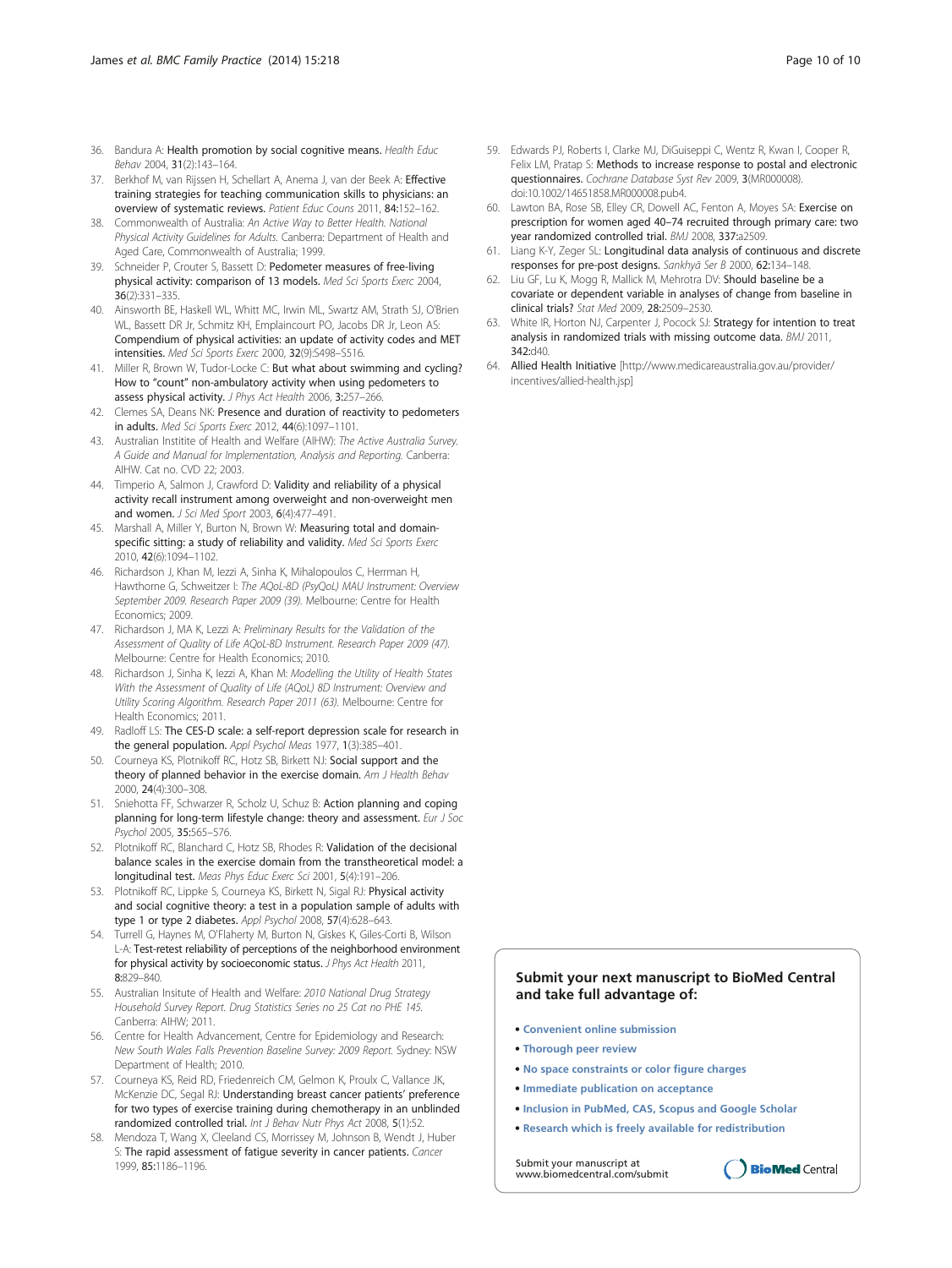36. Bandura A: **Health promotion by social cognitive means.** *Health Educ Behav* 2004, **31**(2):143–164.
37. Berkhof M, van Rijssen H, Schellart A, Anema J, van der Beek A: **Effective training strategies for teaching communication skills to physicians: an overview of systematic reviews.** *Patient Educ Couns* 2011, **84**:152–162.
38. Commonwealth of Australia: *An Active Way to Better Health. National Physical Activity Guidelines for Adults.* Canberra: Department of Health and Aged Care, Commonwealth of Australia; 1999.
39. Schneider P, Crouter S, Bassett D: **Pedometer measures of free-living physical activity: comparison of 13 models.** *Med Sci Sports Exerc* 2004, **36**(2):331–335.
40. Ainsworth BE, Haskell WL, Whitt MC, Irwin ML, Swartz AM, Strath SJ, O'Brien WL, Bassett DR Jr, Schmitz KH, Emplaincourt PO, Jacobs DR Jr, Leon AS: **Compendium of physical activities: an update of activity codes and MET intensities.** *Med Sci Sports Exerc* 2000, **32**(9):S498–S516.
41. Miller R, Brown W, Tudor-Locke C: **But what about swimming and cycling? How to "count" non-ambulatory activity when using pedometers to assess physical activity.** *J Phys Act Health* 2006, **3**:257–266.
42. Clemes SA, Deans NK: **Presence and duration of reactivity to pedometers in adults.** *Med Sci Sports Exerc* 2012, **44**(6):1097–1101.
43. Australian Institite of Health and Welfare (AIHW): *The Active Australia Survey. A Guide and Manual for Implementation, Analysis and Reporting.* Canberra: AIHW. Cat no. CVD 22; 2003.
44. Timperio A, Salmon J, Crawford D: **Validity and reliability of a physical activity recall instrument among overweight and non-overweight men and women.** *J Sci Med Sport* 2003, **6**(4):477–491.
45. Marshall A, Miller Y, Burton N, Brown W: **Measuring total and domain-specific sitting: a study of reliability and validity.** *Med Sci Sports Exerc* 2010, **42**(6):1094–1102.
46. Richardson J, Khan M, Iezzi A, Sinha K, Mihalopoulos C, Herrman H, Hawthorne G, Schweitzer I: *The AQoL-8D (PsyQoL) MAU Instrument: Overview September 2009. Research Paper 2009 (39).* Melbourne: Centre for Health Economics; 2009.
47. Richardson J, MA K, Lezzi A: *Preliminary Results for the Validation of the Assessment of Quality of Life AQoL-8D Instrument. Research Paper 2009 (47).* Melbourne: Centre for Health Economics; 2010.
48. Richardson J, Sinha K, Iezzi A, Khan M: *Modelling the Utility of Health States With the Assessment of Quality of Life (AQoL) 8D Instrument: Overview and Utility Scoring Algorithm. Research Paper 2011 (63).* Melbourne: Centre for Health Economics; 2011.
49. Radloff LS: **The CES-D scale: a self-report depression scale for research in the general population.** *Appl Psychol Meas* 1977, **1**(3):385–401.
50. Courneya KS, Plotnikoff RC, Hotz SB, Birkett NJ: **Social support and the theory of planned behavior in the exercise domain.** *Am J Health Behav* 2000, **24**(4):300–308.
51. Sniehotta FF, Schwarzer R, Scholz U, Schuz B: **Action planning and coping planning for long-term lifestyle change: theory and assessment.** *Eur J Soc Psychol* 2005, **35**:565–576.
52. Plotnikoff RC, Blanchard C, Hotz SB, Rhodes R: **Validation of the decisional balance scales in the exercise domain from the transtheoretical model: a longitudinal test.** *Meas Phys Educ Exerc Sci* 2001, **5**(4):191–206.
53. Plotnikoff RC, Lippke S, Courneya KS, Birkett N, Sigal RJ: **Physical activity and social cognitive theory: a test in a population sample of adults with type 1 or type 2 diabetes.** *Appl Psychol* 2008, **57**(4):628–643.
54. Turrell G, Haynes M, O'Flaherty M, Burton N, Giskes K, Giles-Corti B, Wilson L-A: **Test-retest reliability of perceptions of the neighborhood environment for physical activity by socioeconomic status.** *J Phys Act Health* 2011, **8**:829–840.
55. Australian Insitute of Health and Welfare: *2010 National Drug Strategy Household Survey Report. Drug Statistics Series no 25 Cat no PHE 145.* Canberra: AIHW; 2011.
56. Centre for Health Advancement, Centre for Epidemiology and Research: *New South Wales Falls Prevention Baseline Survey: 2009 Report.* Sydney: NSW Department of Health; 2010.
57. Courneya KS, Reid RD, Friedenreich CM, Gelmon K, Proulx C, Vallance JK, McKenzie DC, Segal RJ: **Understanding breast cancer patients' preference for two types of exercise training during chemotherapy in an unblinded randomized controlled trial.** *Int J Behav Nutr Phys Act* 2008, **5**(1):52.
58. Mendoza T, Wang X, Cleeland CS, Morrissey M, Johnson B, Wendt J, Huber S: **The rapid assessment of fatigue severity in cancer patients.** *Cancer* 1999, **85**:1186–1196.
59. Edwards PJ, Roberts I, Clarke MJ, DiGuiseppi C, Wentz R, Kwan I, Cooper R, Felix LM, Pratap S: **Methods to increase response to postal and electronic questionnaires.** *Cochrane Database Syst Rev* 2009, **3**(MR000008). doi:10.1002/14651858.MR000008.pub4.
60. Lawton BA, Rose SB, Elley CR, Dowell AC, Fenton A, Moyes SA: **Exercise on prescription for women aged 40–74 recruited through primary care: two year randomized controlled trial.** *BMJ* 2008, **337**:a2509.
61. Liang K-Y, Zeger SL: **Longitudinal data analysis of continuous and discrete responses for pre-post designs.** *Sankhyā Ser B* 2000, **62**:134–148.
62. Liu GF, Lu K, Mogg R, Mallick M, Mehrotra DV: **Should baseline be a covariate or dependent variable in analyses of change from baseline in clinical trials?** *Stat Med* 2009, **28**:2509–2530.
63. White IR, Horton NJ, Carpenter J, Pocock SJ: **Strategy for intention to treat analysis in randomized trials with missing outcome data.** *BMJ* 2011, **342**:d40.
64. **Allied Health Initiative** [http://www.medicareaustralia.gov.au/provider/incentives/allied-health.jsp]

**Submit your next manuscript to BioMed Central and take full advantage of:**

- **Convenient online submission**
- **Thorough peer review**
- **No space constraints or color figure charges**
- **Immediate publication on acceptance**
- **Inclusion in PubMed, CAS, Scopus and Google Scholar**
- **Research which is freely available for redistribution**

Submit your manuscript at www.biomedcentral.com/submit

BioMed Central